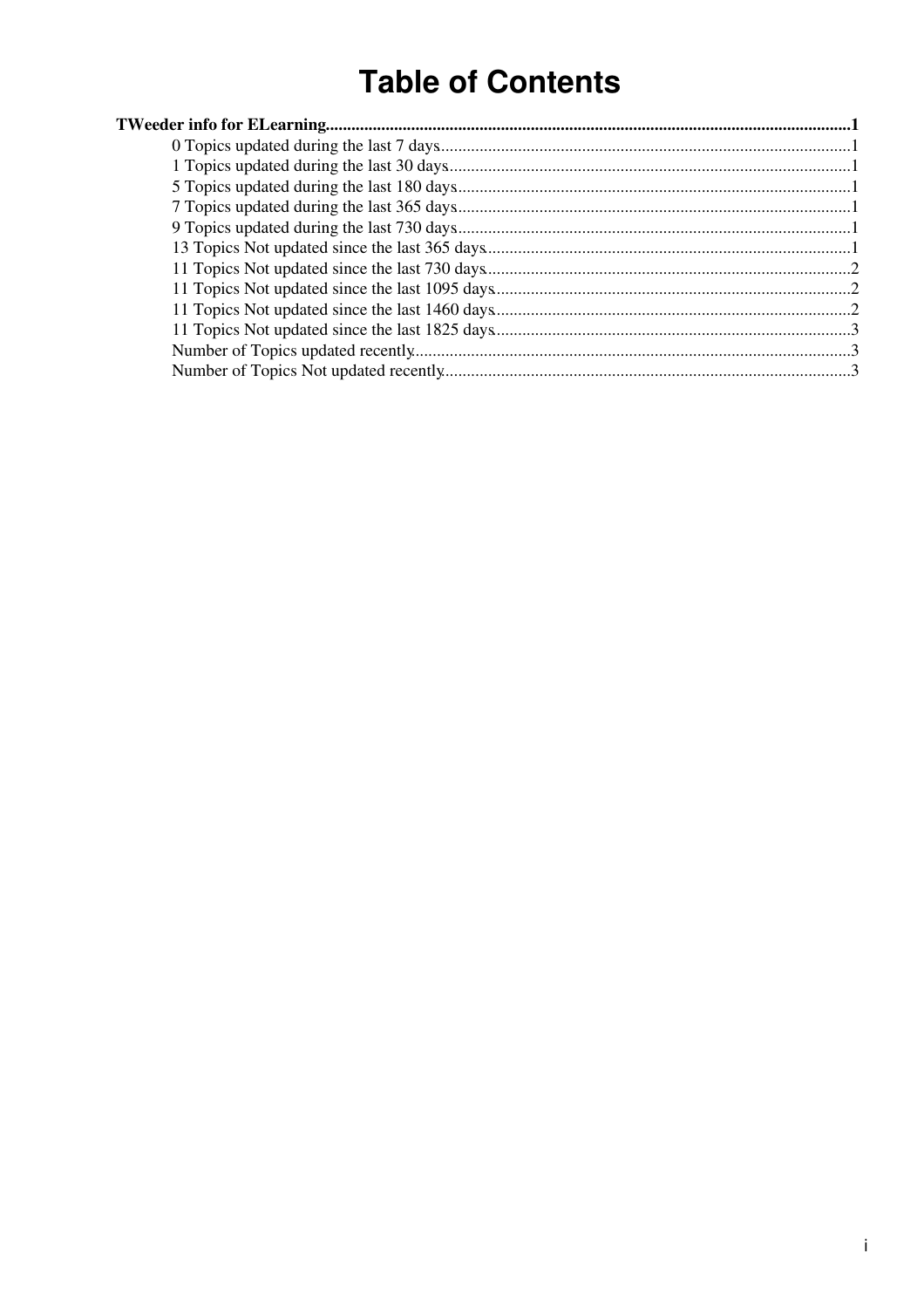# Table of Contents

**TWeeder info for ELearning**..........................................................................................................................1

- 0 Topics updated during the last 7 days...............................................................................................1
- 1 Topics updated during the last 30 days.............................................................................................1
- 5 Topics updated during the last 180 days...........................................................................................1
- 7 Topics updated during the last 365 days...........................................................................................1
- 9 Topics updated during the last 730 days...........................................................................................1
- 13 Topics Not updated since the last 365 days....................................................................................1
- 11 Topics Not updated since the last 730 days....................................................................................2
- 11 Topics Not updated since the last 1095 days..................................................................................2
- 11 Topics Not updated since the last 1460 days..................................................................................2
- 11 Topics Not updated since the last 1825 days..................................................................................3
- Number of Topics updated recently.....................................................................................................3
- Number of Topics Not updated recently..............................................................................................3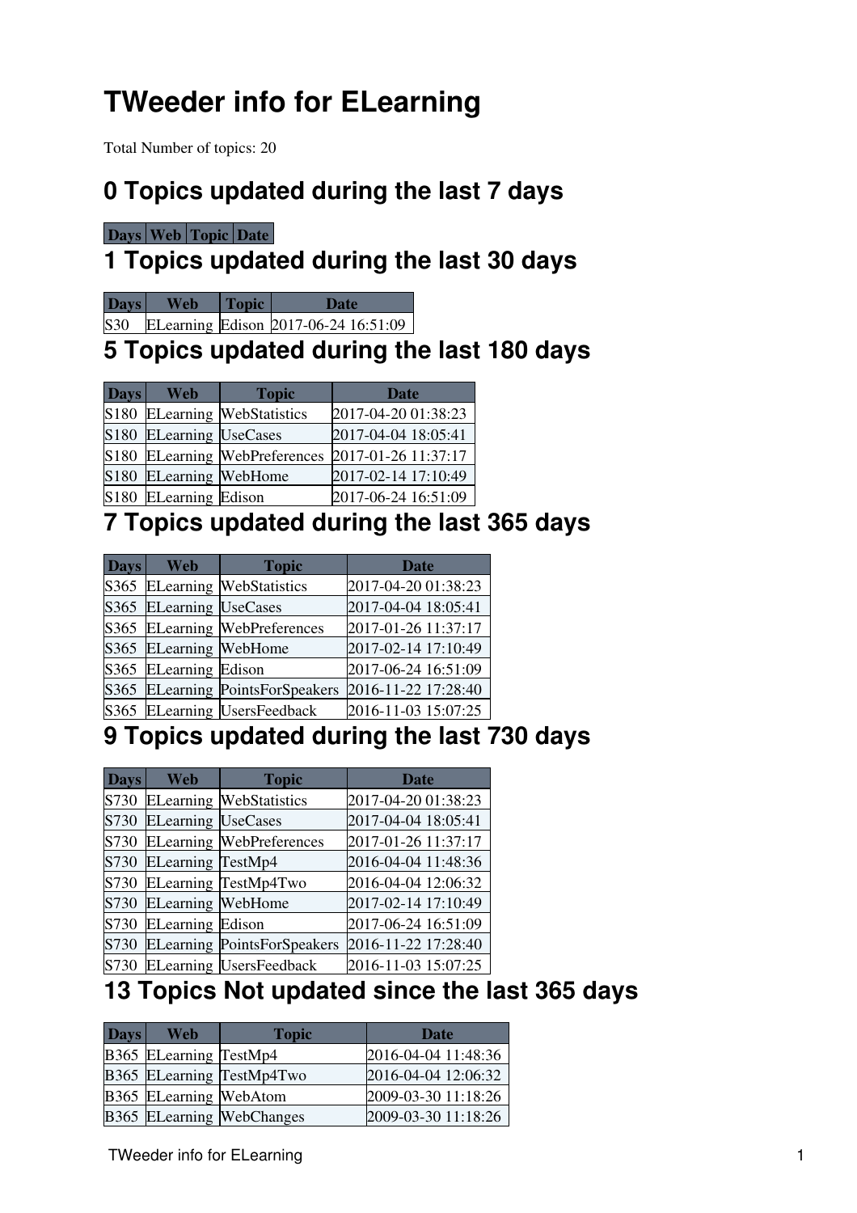# TWeeder info for ELearning

Total Number of topics: 20

## 0 Topics updated during the last 7 days

| Days | Web | Topic | Date |
| --- | --- | --- | --- |

## 1 Topics updated during the last 30 days

| Days | Web | Topic | Date |
| --- | --- | --- | --- |
| S30 | ELearning | Edison | 2017-06-24 16:51:09 |

## 5 Topics updated during the last 180 days

| Days | Web | Topic | Date |
| --- | --- | --- | --- |
| S180 | ELearning | WebStatistics | 2017-04-20 01:38:23 |
| S180 | ELearning | UseCases | 2017-04-04 18:05:41 |
| S180 | ELearning | WebPreferences | 2017-01-26 11:37:17 |
| S180 | ELearning | WebHome | 2017-02-14 17:10:49 |
| S180 | ELearning | Edison | 2017-06-24 16:51:09 |

## 7 Topics updated during the last 365 days

| Days | Web | Topic | Date |
| --- | --- | --- | --- |
| S365 | ELearning | WebStatistics | 2017-04-20 01:38:23 |
| S365 | ELearning | UseCases | 2017-04-04 18:05:41 |
| S365 | ELearning | WebPreferences | 2017-01-26 11:37:17 |
| S365 | ELearning | WebHome | 2017-02-14 17:10:49 |
| S365 | ELearning | Edison | 2017-06-24 16:51:09 |
| S365 | ELearning | PointsForSpeakers | 2016-11-22 17:28:40 |
| S365 | ELearning | UsersFeedback | 2016-11-03 15:07:25 |

## 9 Topics updated during the last 730 days

| Days | Web | Topic | Date |
| --- | --- | --- | --- |
| S730 | ELearning | WebStatistics | 2017-04-20 01:38:23 |
| S730 | ELearning | UseCases | 2017-04-04 18:05:41 |
| S730 | ELearning | WebPreferences | 2017-01-26 11:37:17 |
| S730 | ELearning | TestMp4 | 2016-04-04 11:48:36 |
| S730 | ELearning | TestMp4Two | 2016-04-04 12:06:32 |
| S730 | ELearning | WebHome | 2017-02-14 17:10:49 |
| S730 | ELearning | Edison | 2017-06-24 16:51:09 |
| S730 | ELearning | PointsForSpeakers | 2016-11-22 17:28:40 |
| S730 | ELearning | UsersFeedback | 2016-11-03 15:07:25 |

## 13 Topics Not updated since the last 365 days

| Days | Web | Topic | Date |
| --- | --- | --- | --- |
| B365 | ELearning | TestMp4 | 2016-04-04 11:48:36 |
| B365 | ELearning | TestMp4Two | 2016-04-04 12:06:32 |
| B365 | ELearning | WebAtom | 2009-03-30 11:18:26 |
| B365 | ELearning | WebChanges | 2009-03-30 11:18:26 |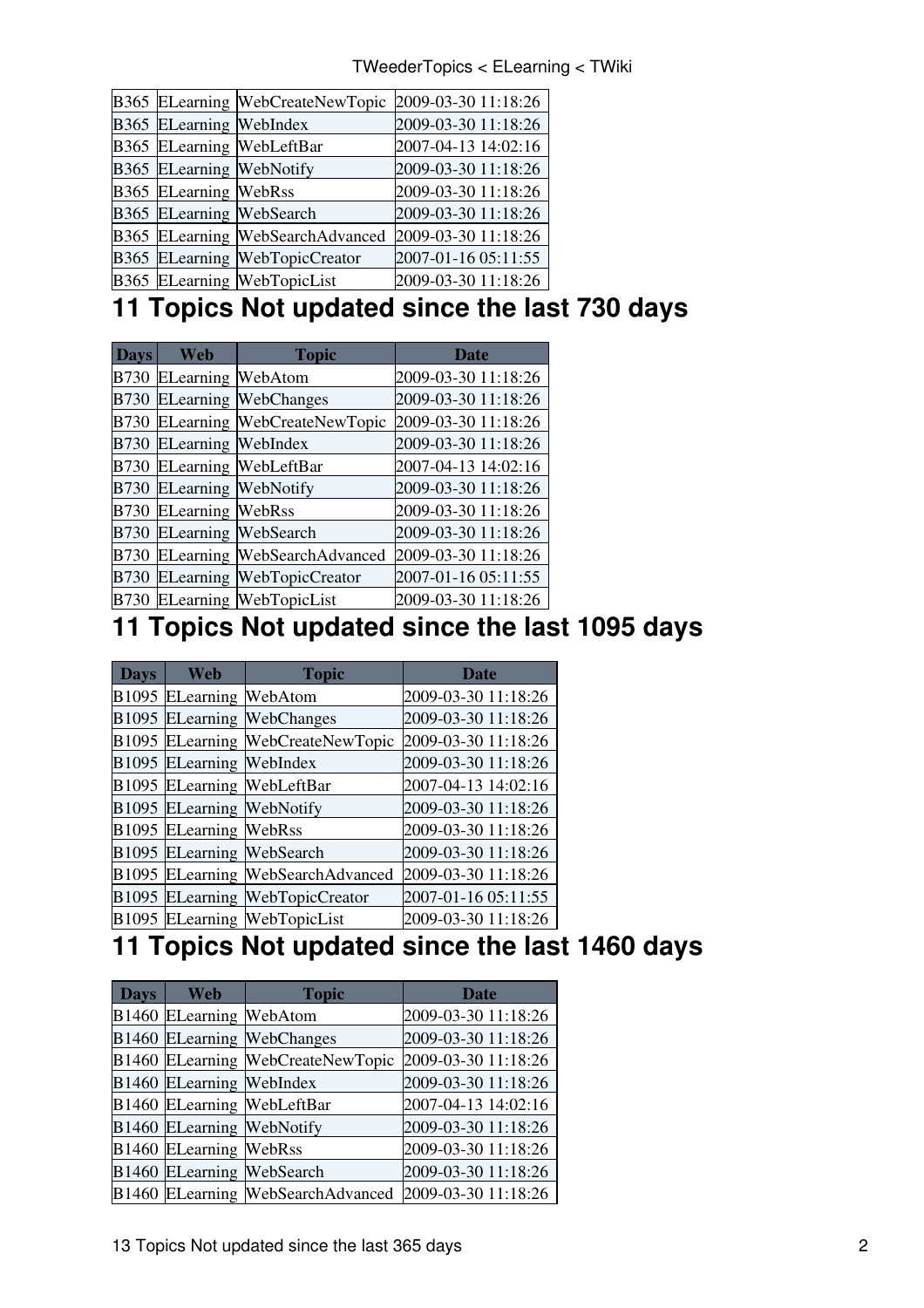| Days | Web | Topic | Date |
| --- | --- | --- | --- |
| B365 | ELearning | WebCreateNewTopic | 2009-03-30 11:18:26 |
| B365 | ELearning | WebIndex | 2009-03-30 11:18:26 |
| B365 | ELearning | WebLeftBar | 2007-04-13 14:02:16 |
| B365 | ELearning | WebNotify | 2009-03-30 11:18:26 |
| B365 | ELearning | WebRss | 2009-03-30 11:18:26 |
| B365 | ELearning | WebSearch | 2009-03-30 11:18:26 |
| B365 | ELearning | WebSearchAdvanced | 2009-03-30 11:18:26 |
| B365 | ELearning | WebTopicCreator | 2007-01-16 05:11:55 |
| B365 | ELearning | WebTopicList | 2009-03-30 11:18:26 |

## 11 Topics Not updated since the last 730 days

| Days | Web | Topic | Date |
| --- | --- | --- | --- |
| B730 | ELearning | WebAtom | 2009-03-30 11:18:26 |
| B730 | ELearning | WebChanges | 2009-03-30 11:18:26 |
| B730 | ELearning | WebCreateNewTopic | 2009-03-30 11:18:26 |
| B730 | ELearning | WebIndex | 2009-03-30 11:18:26 |
| B730 | ELearning | WebLeftBar | 2007-04-13 14:02:16 |
| B730 | ELearning | WebNotify | 2009-03-30 11:18:26 |
| B730 | ELearning | WebRss | 2009-03-30 11:18:26 |
| B730 | ELearning | WebSearch | 2009-03-30 11:18:26 |
| B730 | ELearning | WebSearchAdvanced | 2009-03-30 11:18:26 |
| B730 | ELearning | WebTopicCreator | 2007-01-16 05:11:55 |
| B730 | ELearning | WebTopicList | 2009-03-30 11:18:26 |

## 11 Topics Not updated since the last 1095 days

| Days | Web | Topic | Date |
| --- | --- | --- | --- |
| B1095 | ELearning | WebAtom | 2009-03-30 11:18:26 |
| B1095 | ELearning | WebChanges | 2009-03-30 11:18:26 |
| B1095 | ELearning | WebCreateNewTopic | 2009-03-30 11:18:26 |
| B1095 | ELearning | WebIndex | 2009-03-30 11:18:26 |
| B1095 | ELearning | WebLeftBar | 2007-04-13 14:02:16 |
| B1095 | ELearning | WebNotify | 2009-03-30 11:18:26 |
| B1095 | ELearning | WebRss | 2009-03-30 11:18:26 |
| B1095 | ELearning | WebSearch | 2009-03-30 11:18:26 |
| B1095 | ELearning | WebSearchAdvanced | 2009-03-30 11:18:26 |
| B1095 | ELearning | WebTopicCreator | 2007-01-16 05:11:55 |
| B1095 | ELearning | WebTopicList | 2009-03-30 11:18:26 |

## 11 Topics Not updated since the last 1460 days

| Days | Web | Topic | Date |
| --- | --- | --- | --- |
| B1460 | ELearning | WebAtom | 2009-03-30 11:18:26 |
| B1460 | ELearning | WebChanges | 2009-03-30 11:18:26 |
| B1460 | ELearning | WebCreateNewTopic | 2009-03-30 11:18:26 |
| B1460 | ELearning | WebIndex | 2009-03-30 11:18:26 |
| B1460 | ELearning | WebLeftBar | 2007-04-13 14:02:16 |
| B1460 | ELearning | WebNotify | 2009-03-30 11:18:26 |
| B1460 | ELearning | WebRss | 2009-03-30 11:18:26 |
| B1460 | ELearning | WebSearch | 2009-03-30 11:18:26 |
| B1460 | ELearning | WebSearchAdvanced | 2009-03-30 11:18:26 |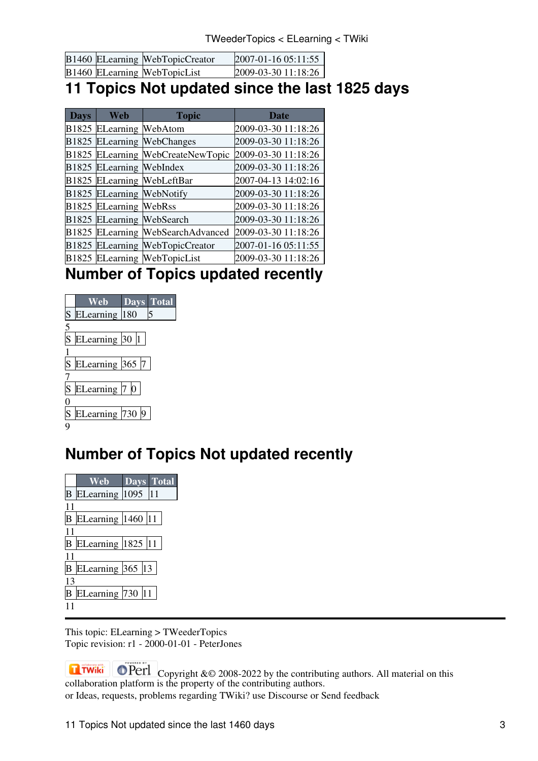| | | | |
|---|---|---|---|
| B1460 | ELearning | WebTopicCreator | 2007-01-16 05:11:55 |
| B1460 | ELearning | WebTopicList | 2009-03-30 11:18:26 |

# 11 Topics Not updated since the last 1825 days

| Days | Web | Topic | Date |
|---|---|---|---|
| B1825 | ELearning | WebAtom | 2009-03-30 11:18:26 |
| B1825 | ELearning | WebChanges | 2009-03-30 11:18:26 |
| B1825 | ELearning | WebCreateNewTopic | 2009-03-30 11:18:26 |
| B1825 | ELearning | WebIndex | 2009-03-30 11:18:26 |
| B1825 | ELearning | WebLeftBar | 2007-04-13 14:02:16 |
| B1825 | ELearning | WebNotify | 2009-03-30 11:18:26 |
| B1825 | ELearning | WebRss | 2009-03-30 11:18:26 |
| B1825 | ELearning | WebSearch | 2009-03-30 11:18:26 |
| B1825 | ELearning | WebSearchAdvanced | 2009-03-30 11:18:26 |
| B1825 | ELearning | WebTopicCreator | 2007-01-16 05:11:55 |
| B1825 | ELearning | WebTopicList | 2009-03-30 11:18:26 |

# Number of Topics updated recently

| | Web | Days | Total |
|---|---|---|---|
| S | ELearning | 180 | 5 |

5

| | | | |
|---|---|---|---|
| S | ELearning | 30 | 1 |

1

| | | | |
|---|---|---|---|
| S | ELearning | 365 | 7 |

7

| | | | |
|---|---|---|---|
| S | ELearning | 7 | 0 |

0

| | | | |
|---|---|---|---|
| S | ELearning | 730 | 9 |

9

# Number of Topics Not updated recently

| | Web | Days | Total |
|---|---|---|---|
| B | ELearning | 1095 | 11 |

11

| | | | |
|---|---|---|---|
| B | ELearning | 1460 | 11 |

11

| | | | |
|---|---|---|---|
| B | ELearning | 1825 | 11 |

11

| | | | |
|---|---|---|---|
| B | ELearning | 365 | 13 |

13

| | | | |
|---|---|---|---|
| B | ELearning | 730 | 11 |

11

---

This topic: ELearning > TWeederTopics
Topic revision: r1 - 2000-01-01 - PeterJones

Copyright &© 2008-2022 by the contributing authors. All material on this collaboration platform is the property of the contributing authors.
or Ideas, requests, problems regarding TWiki? use Discourse or Send feedback